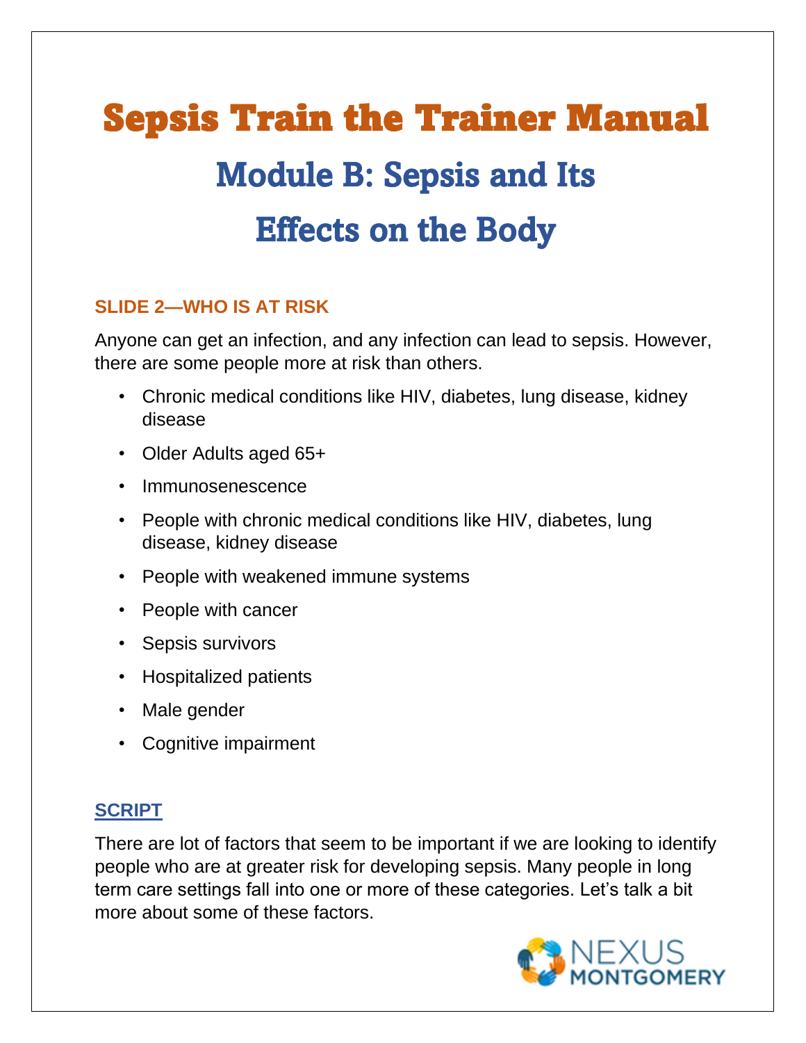# Sepsis Train the Trainer Manual

## Module B: Sepsis and Its Effects on the Body

### SLIDE 2—WHO IS AT RISK

Anyone can get an infection, and any infection can lead to sepsis. However, there are some people more at risk than others.

- Chronic medical conditions like HIV, diabetes, lung disease, kidney disease
- Older Adults aged 65+
- Immunosenescence
- People with chronic medical conditions like HIV, diabetes, lung disease, kidney disease
- People with weakened immune systems
- People with cancer
- Sepsis survivors
- Hospitalized patients
- Male gender
- Cognitive impairment

### SCRIPT

There are lot of factors that seem to be important if we are looking to identify people who are at greater risk for developing sepsis. Many people in long term care settings fall into one or more of these categories. Let's talk a bit more about some of these factors.

NEXUS MONTGOMERY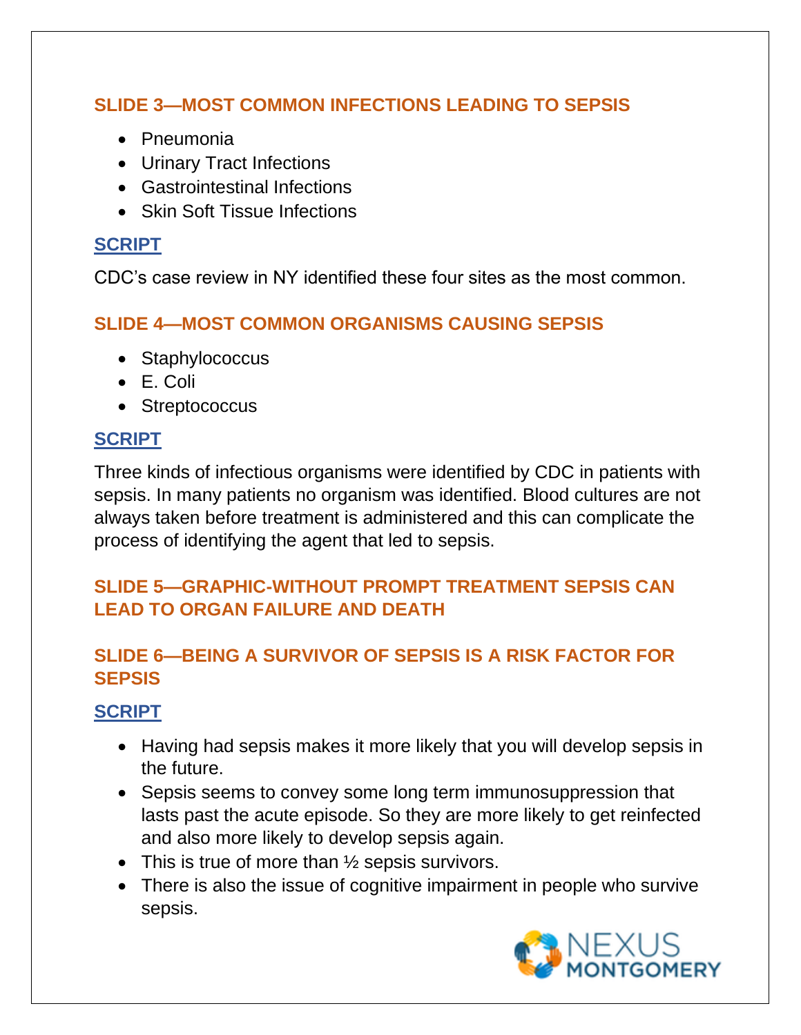## SLIDE 3—MOST COMMON INFECTIONS LEADING TO SEPSIS

- Pneumonia
- Urinary Tract Infections
- Gastrointestinal Infections
- Skin Soft Tissue Infections

### SCRIPT

CDC's case review in NY identified these four sites as the most common.

## SLIDE 4—MOST COMMON ORGANISMS CAUSING SEPSIS

- Staphylococcus
- E. Coli
- Streptococcus

### SCRIPT

Three kinds of infectious organisms were identified by CDC in patients with sepsis. In many patients no organism was identified. Blood cultures are not always taken before treatment is administered and this can complicate the process of identifying the agent that led to sepsis.

## SLIDE 5—GRAPHIC-WITHOUT PROMPT TREATMENT SEPSIS CAN LEAD TO ORGAN FAILURE AND DEATH

## SLIDE 6—BEING A SURVIVOR OF SEPSIS IS A RISK FACTOR FOR SEPSIS

### SCRIPT

- Having had sepsis makes it more likely that you will develop sepsis in the future.
- Sepsis seems to convey some long term immunosuppression that lasts past the acute episode. So they are more likely to get reinfected and also more likely to develop sepsis again.
- This is true of more than ½ sepsis survivors.
- There is also the issue of cognitive impairment in people who survive sepsis.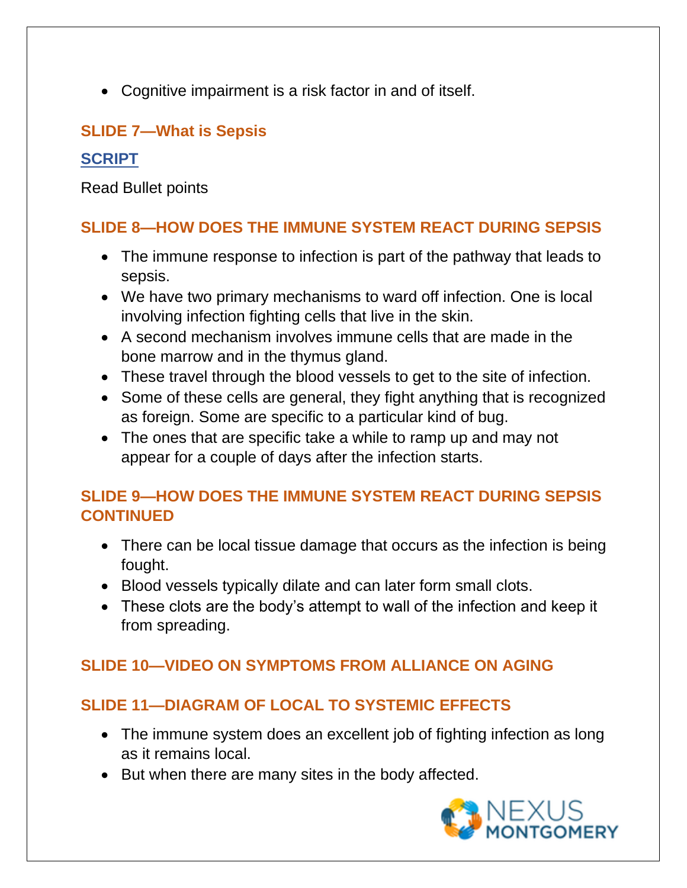- Cognitive impairment is a risk factor in and of itself.

### SLIDE 7—What is Sepsis

**SCRIPT**

Read Bullet points

### SLIDE 8—HOW DOES THE IMMUNE SYSTEM REACT DURING SEPSIS

- The immune response to infection is part of the pathway that leads to sepsis.
- We have two primary mechanisms to ward off infection. One is local involving infection fighting cells that live in the skin.
- A second mechanism involves immune cells that are made in the bone marrow and in the thymus gland.
- These travel through the blood vessels to get to the site of infection.
- Some of these cells are general, they fight anything that is recognized as foreign. Some are specific to a particular kind of bug.
- The ones that are specific take a while to ramp up and may not appear for a couple of days after the infection starts.

### SLIDE 9—HOW DOES THE IMMUNE SYSTEM REACT DURING SEPSIS CONTINUED

- There can be local tissue damage that occurs as the infection is being fought.
- Blood vessels typically dilate and can later form small clots.
- These clots are the body's attempt to wall of the infection and keep it from spreading.

### SLIDE 10—VIDEO ON SYMPTOMS FROM ALLIANCE ON AGING

### SLIDE 11—DIAGRAM OF LOCAL TO SYSTEMIC EFFECTS

- The immune system does an excellent job of fighting infection as long as it remains local.
- But when there are many sites in the body affected.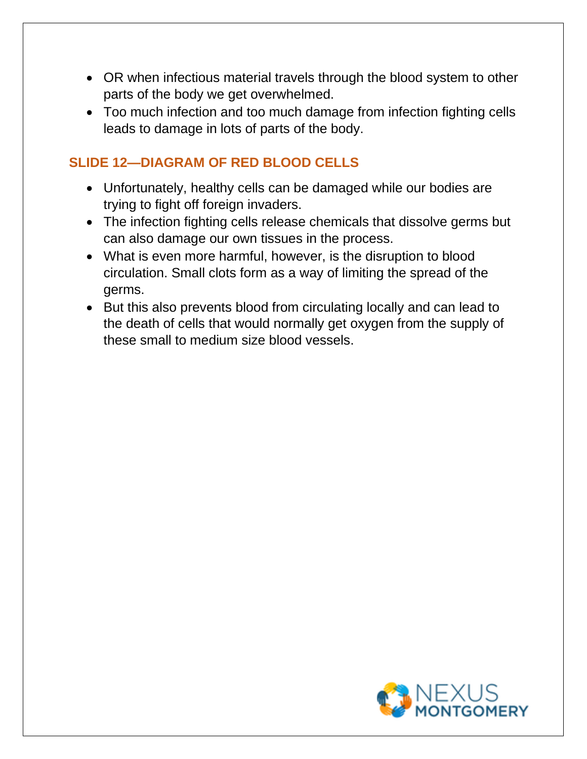- OR when infectious material travels through the blood system to other parts of the body we get overwhelmed.
- Too much infection and too much damage from infection fighting cells leads to damage in lots of parts of the body.

## SLIDE 12—DIAGRAM OF RED BLOOD CELLS

- Unfortunately, healthy cells can be damaged while our bodies are trying to fight off foreign invaders.
- The infection fighting cells release chemicals that dissolve germs but can also damage our own tissues in the process.
- What is even more harmful, however, is the disruption to blood circulation. Small clots form as a way of limiting the spread of the germs.
- But this also prevents blood from circulating locally and can lead to the death of cells that would normally get oxygen from the supply of these small to medium size blood vessels.